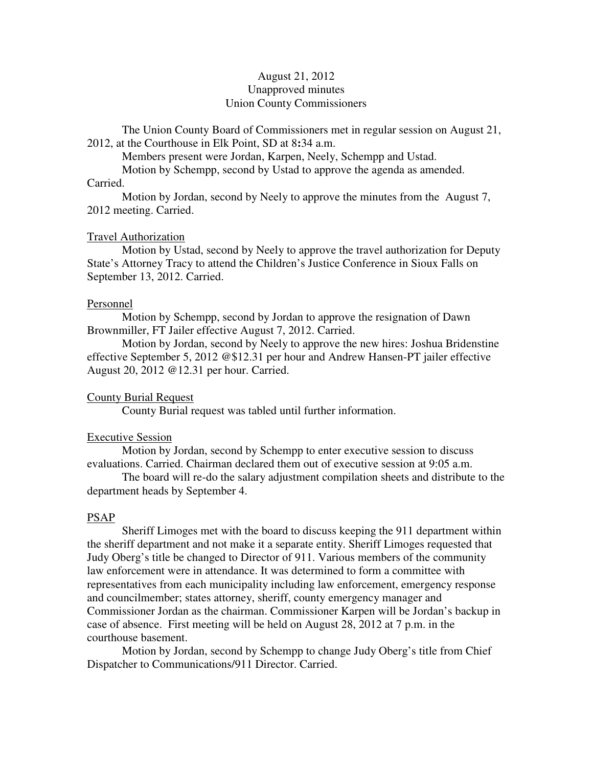August 21, 2012
Unapproved minutes
Union County Commissioners

The Union County Board of Commissioners met in regular session on August 21, 2012, at the Courthouse in Elk Point, SD at 8:34 a.m.

Members present were Jordan, Karpen, Neely, Schempp and Ustad.

Motion by Schempp, second by Ustad to approve the agenda as amended. Carried.

Motion by Jordan, second by Neely to approve the minutes from the August 7, 2012 meeting. Carried.

Travel Authorization

Motion by Ustad, second by Neely to approve the travel authorization for Deputy State's Attorney Tracy to attend the Children's Justice Conference in Sioux Falls on September 13, 2012. Carried.

Personnel

Motion by Schempp, second by Jordan to approve the resignation of Dawn Brownmiller, FT Jailer effective August 7, 2012. Carried.

Motion by Jordan, second by Neely to approve the new hires: Joshua Bridenstine effective September 5, 2012 @$12.31 per hour and Andrew Hansen-PT jailer effective August 20, 2012 @12.31 per hour. Carried.

County Burial Request

County Burial request was tabled until further information.

Executive Session

Motion by Jordan, second by Schempp to enter executive session to discuss evaluations. Carried. Chairman declared them out of executive session at 9:05 a.m.

The board will re-do the salary adjustment compilation sheets and distribute to the department heads by September 4.

PSAP

Sheriff Limoges met with the board to discuss keeping the 911 department within the sheriff department and not make it a separate entity. Sheriff Limoges requested that Judy Oberg's title be changed to Director of 911. Various members of the community law enforcement were in attendance. It was determined to form a committee with representatives from each municipality including law enforcement, emergency response and councilmember; states attorney, sheriff, county emergency manager and Commissioner Jordan as the chairman. Commissioner Karpen will be Jordan's backup in case of absence. First meeting will be held on August 28, 2012 at 7 p.m. in the courthouse basement.

Motion by Jordan, second by Schempp to change Judy Oberg's title from Chief Dispatcher to Communications/911 Director. Carried.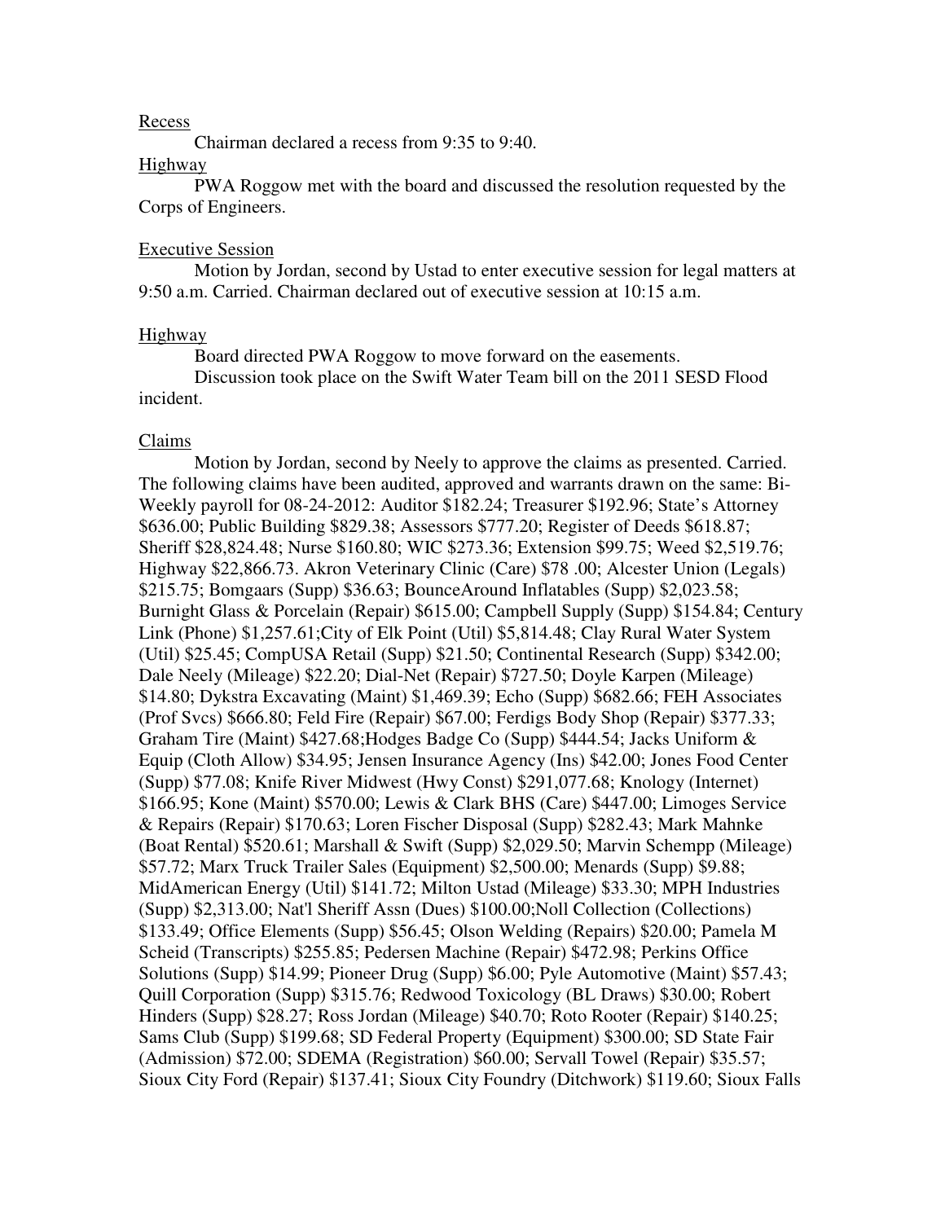Recess

Chairman declared a recess from 9:35 to 9:40.

Highway

PWA Roggow met with the board and discussed the resolution requested by the Corps of Engineers.

Executive Session

Motion by Jordan, second by Ustad to enter executive session for legal matters at 9:50 a.m. Carried. Chairman declared out of executive session at 10:15 a.m.

Highway

Board directed PWA Roggow to move forward on the easements.

Discussion took place on the Swift Water Team bill on the 2011 SESD Flood incident.

Claims

Motion by Jordan, second by Neely to approve the claims as presented. Carried. The following claims have been audited, approved and warrants drawn on the same: Bi-Weekly payroll for 08-24-2012: Auditor $182.24; Treasurer $192.96; State's Attorney $636.00; Public Building $829.38; Assessors $777.20; Register of Deeds $618.87; Sheriff $28,824.48; Nurse $160.80; WIC $273.36; Extension $99.75; Weed $2,519.76; Highway $22,866.73. Akron Veterinary Clinic (Care) $78 .00; Alcester Union (Legals) $215.75; Bomgaars (Supp) $36.63; BounceAround Inflatables (Supp) $2,023.58; Burnight Glass & Porcelain (Repair) $615.00; Campbell Supply (Supp) $154.84; Century Link (Phone) $1,257.61;City of Elk Point (Util) $5,814.48; Clay Rural Water System (Util) $25.45; CompUSA Retail (Supp) $21.50; Continental Research (Supp) $342.00; Dale Neely (Mileage) $22.20; Dial-Net (Repair) $727.50; Doyle Karpen (Mileage) $14.80; Dykstra Excavating (Maint) $1,469.39; Echo (Supp) $682.66; FEH Associates (Prof Svcs) $666.80; Feld Fire (Repair) $67.00; Ferdigs Body Shop (Repair) $377.33; Graham Tire (Maint) $427.68;Hodges Badge Co (Supp) $444.54; Jacks Uniform & Equip (Cloth Allow) $34.95; Jensen Insurance Agency (Ins) $42.00; Jones Food Center (Supp) $77.08; Knife River Midwest (Hwy Const) $291,077.68; Knology (Internet) $166.95; Kone (Maint) $570.00; Lewis & Clark BHS (Care) $447.00; Limoges Service & Repairs (Repair) $170.63; Loren Fischer Disposal (Supp) $282.43; Mark Mahnke (Boat Rental) $520.61; Marshall & Swift (Supp) $2,029.50; Marvin Schempp (Mileage) $57.72; Marx Truck Trailer Sales (Equipment) $2,500.00; Menards (Supp) $9.88; MidAmerican Energy (Util) $141.72; Milton Ustad (Mileage) $33.30; MPH Industries (Supp) $2,313.00; Nat'l Sheriff Assn (Dues) $100.00;Noll Collection (Collections) $133.49; Office Elements (Supp) $56.45; Olson Welding (Repairs) $20.00; Pamela M Scheid (Transcripts) $255.85; Pedersen Machine (Repair) $472.98; Perkins Office Solutions (Supp) $14.99; Pioneer Drug (Supp) $6.00; Pyle Automotive (Maint) $57.43; Quill Corporation (Supp) $315.76; Redwood Toxicology (BL Draws) $30.00; Robert Hinders (Supp) $28.27; Ross Jordan (Mileage) $40.70; Roto Rooter (Repair) $140.25; Sams Club (Supp) $199.68; SD Federal Property (Equipment) $300.00; SD State Fair (Admission) $72.00; SDEMA (Registration) $60.00; Servall Towel (Repair) $35.57; Sioux City Ford (Repair) $137.41; Sioux City Foundry (Ditchwork) $119.60; Sioux Falls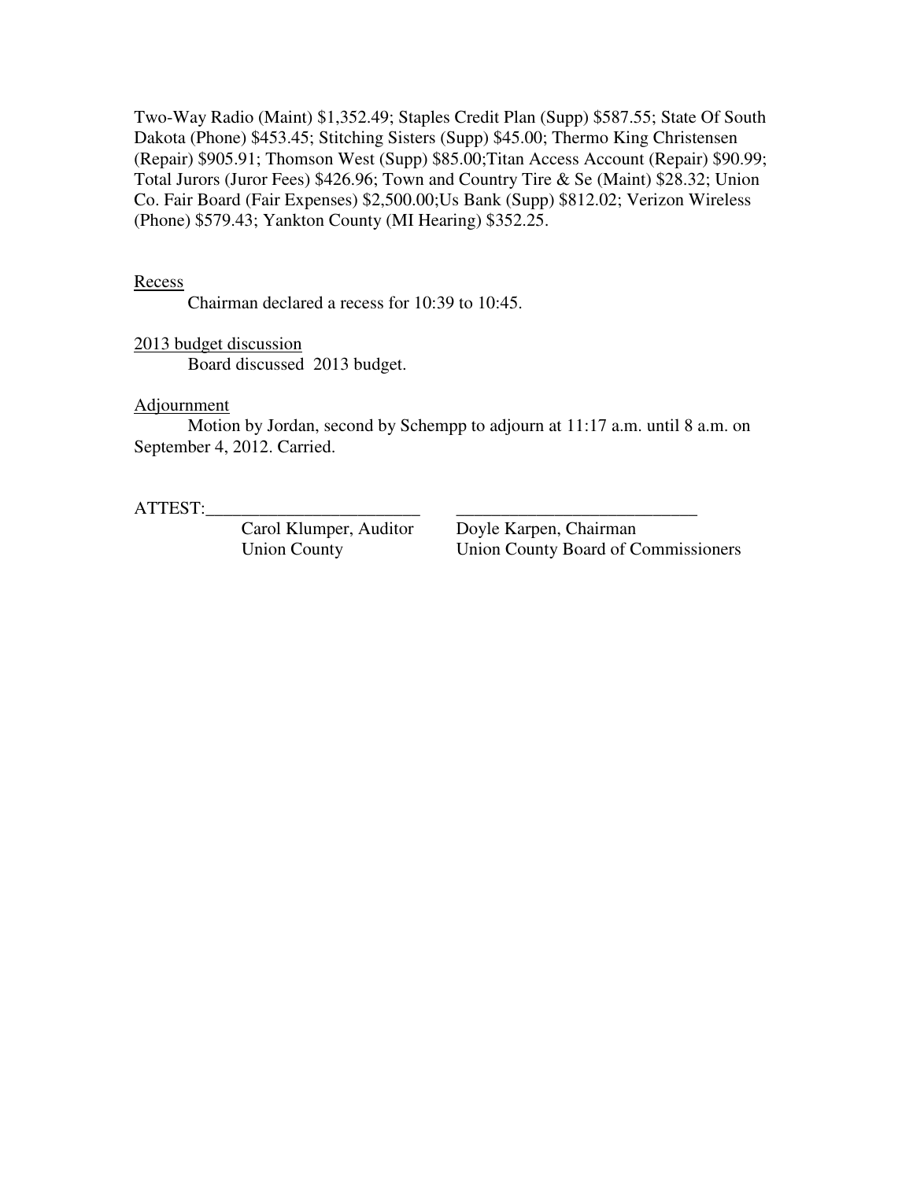Two-Way Radio (Maint) $1,352.49; Staples Credit Plan (Supp) $587.55; State Of South Dakota (Phone) $453.45; Stitching Sisters (Supp) $45.00; Thermo King Christensen (Repair) $905.91; Thomson West (Supp) $85.00;Titan Access Account (Repair) $90.99; Total Jurors (Juror Fees) $426.96; Town and Country Tire & Se (Maint) $28.32; Union Co. Fair Board (Fair Expenses) $2,500.00;Us Bank (Supp) $812.02; Verizon Wireless (Phone) $579.43; Yankton County (MI Hearing) $352.25.

<u>Recess</u>

Chairman declared a recess for 10:39 to 10:45.

<u>2013 budget discussion</u>

Board discussed 2013 budget.

<u>Adjournment</u>

Motion by Jordan, second by Schempp to adjourn at 11:17 a.m. until 8 a.m. on September 4, 2012. Carried.

ATTEST:________________________ ___________________________

Carol Klumper, Auditor
Union County

Doyle Karpen, Chairman
Union County Board of Commissioners